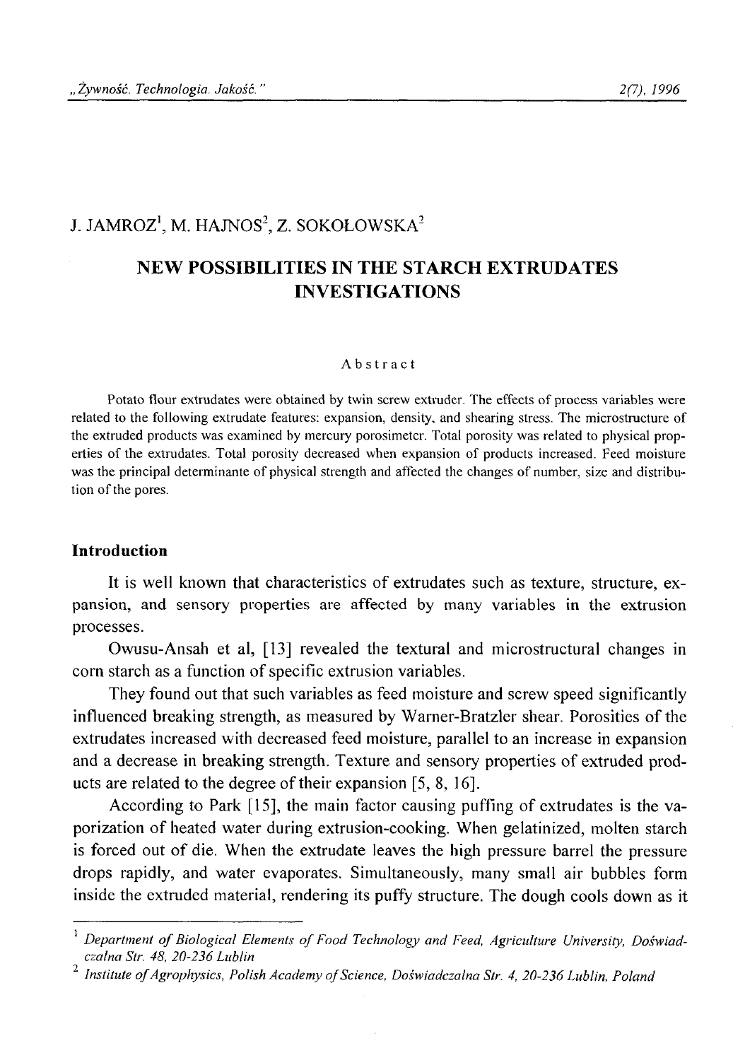J. JAMROZ[1], M. HAJNOS[2], Z. SOKOŁOWSKA[2]

# NEW POSSIBILITIES IN THE STARCH EXTRUDATES INVESTIGATIONS

## Abstract

Potato flour extrudates were obtained by twin screw extruder. The effects of process variables were related to the following extrudate features: expansion, density, and shearing stress. The microstructure of the extruded products was examined by mercury porosimeter. Total porosity was related to physical properties of the extrudates. Total porosity decreased when expansion of products increased. Feed moisture was the principal determinante of physical strength and affected the changes of number, size and distribution of the pores.

## Introduction

It is well known that characteristics of extrudates such as texture, structure, expansion, and sensory properties are affected by many variables in the extrusion processes.

Owusu-Ansah et al, [13] revealed the textural and microstructural changes in corn starch as a function of specific extrusion variables.

They found out that such variables as feed moisture and screw speed significantly influenced breaking strength, as measured by Warner-Bratzler shear. Porosities of the extrudates increased with decreased feed moisture, parallel to an increase in expansion and a decrease in breaking strength. Texture and sensory properties of extruded products are related to the degree of their expansion [5, 8, 16].

According to Park [15], the main factor causing puffing of extrudates is the vaporization of heated water during extrusion-cooking. When gelatinized, molten starch is forced out of die. When the extrudate leaves the high pressure barrel the pressure drops rapidly, and water evaporates. Simultaneously, many small air bubbles form inside the extruded material, rendering its puffy structure. The dough cools down as it

---

[1] *Department of Biological Elements of Food Technology and Feed, Agriculture University, Doświadczalna Str. 48, 20-236 Lublin*

[2] *Institute of Agrophysics, Polish Academy of Science, Doświadczalna Str. 4, 20-236 Lublin, Poland*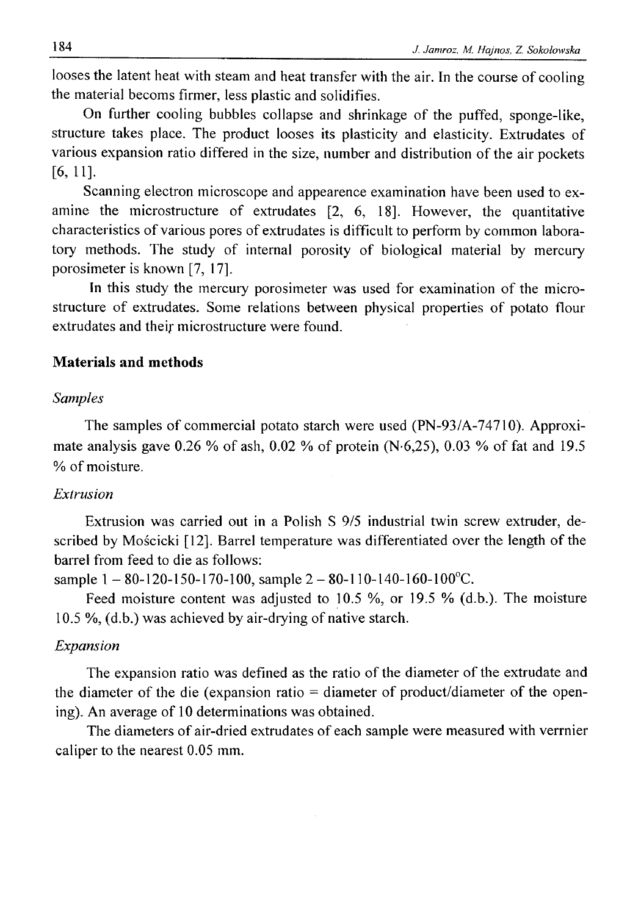looses the latent heat with steam and heat transfer with the air. In the course of cooling the material becoms firmer, less plastic and solidifies.

On further cooling bubbles collapse and shrinkage of the puffed, sponge-like, structure takes place. The product looses its plasticity and elasticity. Extrudates of various expansion ratio differed in the size, number and distribution of the air pockets [6, 11].

Scanning electron microscope and appearence examination have been used to examine the microstructure of extrudates [2, 6, 18]. However, the quantitative characteristics of various pores of extrudates is difficult to perform by common laboratory methods. The study of internal porosity of biological material by mercury porosimeter is known [7, 17].

In this study the mercury porosimeter was used for examination of the microstructure of extrudates. Some relations between physical properties of potato flour extrudates and their microstructure were found.

## Materials and methods

### *Samples*

The samples of commercial potato starch were used (PN-93/A-74710). Approximate analysis gave 0.26 % of ash, 0.02 % of protein (N·6,25), 0.03 % of fat and 19.5 % of moisture.

### *Extrusion*

Extrusion was carried out in a Polish S 9/5 industrial twin screw extruder, described by Mościcki [12]. Barrel temperature was differentiated over the length of the barrel from feed to die as follows:
sample 1 – 80-120-150-170-100, sample 2 – 80-110-140-160-100°C.

Feed moisture content was adjusted to 10.5 %, or 19.5 % (d.b.). The moisture 10.5 %, (d.b.) was achieved by air-drying of native starch.

### *Expansion*

The expansion ratio was defined as the ratio of the diameter of the extrudate and the diameter of the die (expansion ratio = diameter of product/diameter of the opening). An average of 10 determinations was obtained.

The diameters of air-dried extrudates of each sample were measured with verrnier caliper to the nearest 0.05 mm.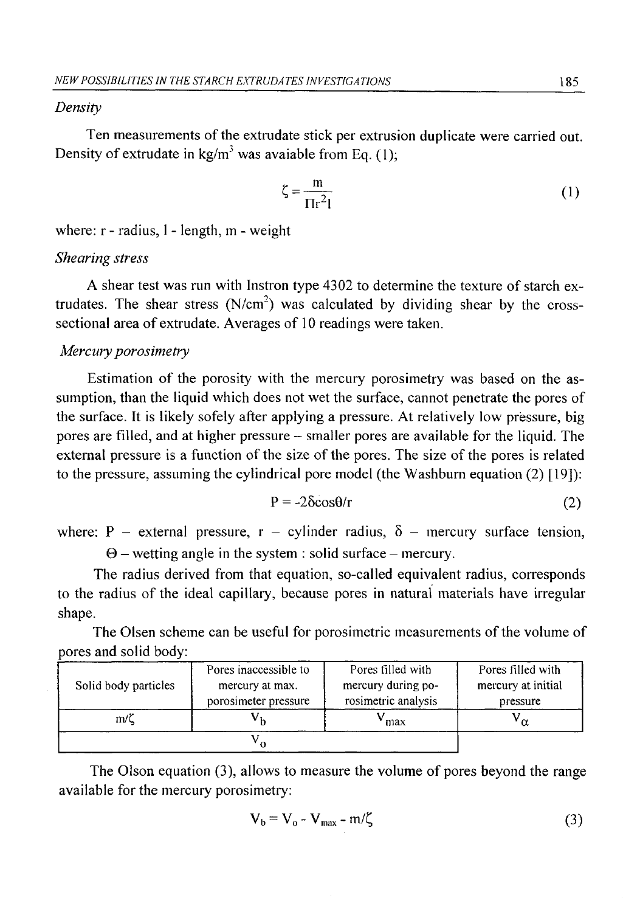*Density*

Ten measurements of the extrudate stick per extrusion duplicate were carried out. Density of extrudate in kg/m$^3$ was avaiable from Eq. (1);

$$\zeta = \frac{m}{\Pi r^2 l} \tag{1}$$

where: r - radius, l - length, m - weight

*Shearing stress*

A shear test was run with Instron type 4302 to determine the texture of starch extrudates. The shear stress (N/cm$^2$) was calculated by dividing shear by the cross-sectional area of extrudate. Averages of 10 readings were taken.

*Mercury porosimetry*

Estimation of the porosity with the mercury porosimetry was based on the assumption, than the liquid which does not wet the surface, cannot penetrate the pores of the surface. It is likely sofely after applying a pressure. At relatively low pressure, big pores are filled, and at higher pressure – smaller pores are available for the liquid. The external pressure is a function of the size of the pores. The size of the pores is related to the pressure, assuming the cylindrical pore model (the Washburn equation (2) [19]):

$$P = -2\delta\cos\theta/r \tag{2}$$

where: P – external pressure, r – cylinder radius, $\delta$ – mercury surface tension, $\Theta$ – wetting angle in the system : solid surface – mercury.

The radius derived from that equation, so-called equivalent radius, corresponds to the radius of the ideal capillary, because pores in natural materials have irregular shape.

The Olsen scheme can be useful for porosimetric measurements of the volume of pores and solid body:

| Solid body particles | Pores inaccessible to mercury at max. porosimeter pressure | Pores filled with mercury during porosimetric analysis | Pores filled with mercury at initial pressure |
|---|---|---|---|
| $m/\zeta$ | $V_b$ | $V_{max}$ | $V_\alpha$ |
| $V_o$ | | | |

The Olson equation (3), allows to measure the volume of pores beyond the range available for the mercury porosimetry:

$$V_b = V_o - V_{max} - m/\zeta \tag{3}$$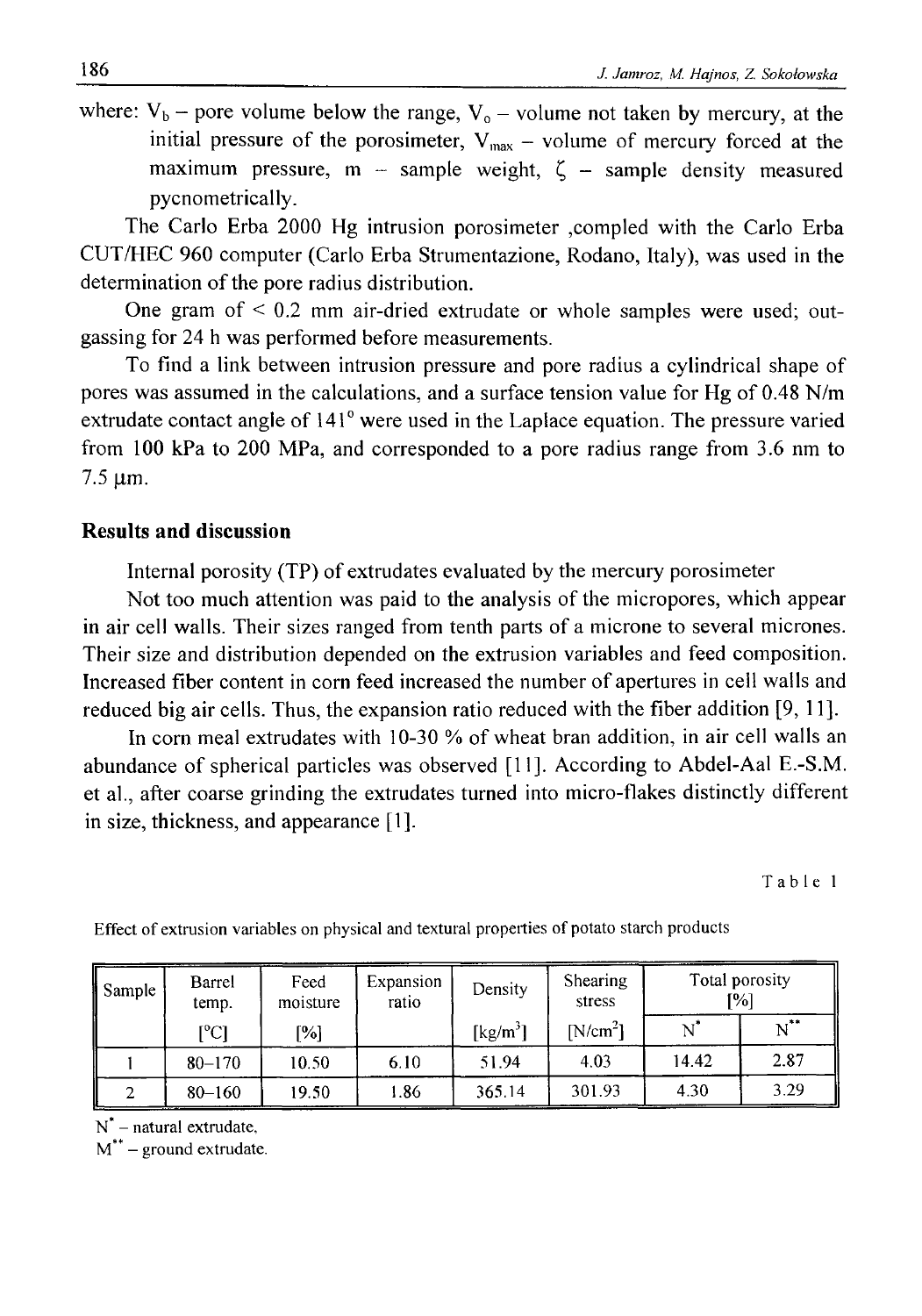where: $V_b$ – pore volume below the range, $V_o$ – volume not taken by mercury, at the initial pressure of the porosimeter, $V_{max}$ – volume of mercury forced at the maximum pressure, m – sample weight, $\zeta$ – sample density measured pycnometrically.

The Carlo Erba 2000 Hg intrusion porosimeter ,compled with the Carlo Erba CUT/HEC 960 computer (Carlo Erba Strumentazione, Rodano, Italy), was used in the determination of the pore radius distribution.

One gram of < 0.2 mm air-dried extrudate or whole samples were used; outgassing for 24 h was performed before measurements.

To find a link between intrusion pressure and pore radius a cylindrical shape of pores was assumed in the calculations, and a surface tension value for Hg of 0.48 N/m extrudate contact angle of 141$^{\circ}$ were used in the Laplace equation. The pressure varied from 100 kPa to 200 MPa, and corresponded to a pore radius range from 3.6 nm to 7.5 μm.

## Results and discussion

Internal porosity (TP) of extrudates evaluated by the mercury porosimeter

Not too much attention was paid to the analysis of the micropores, which appear in air cell walls. Their sizes ranged from tenth parts of a microne to several micrones. Their size and distribution depended on the extrusion variables and feed composition. Increased fiber content in corn feed increased the number of apertures in cell walls and reduced big air cells. Thus, the expansion ratio reduced with the fiber addition [9, 11].

In corn meal extrudates with 10-30 % of wheat bran addition, in air cell walls an abundance of spherical particles was observed [11]. According to Abdel-Aal E.-S.M. et al., after coarse grinding the extrudates turned into micro-flakes distinctly different in size, thickness, and appearance [1].

Table 1

Effect of extrusion variables on physical and textural properties of potato starch products

| Sample | Barrel temp. | Feed moisture | Expansion ratio | Density | Shearing stress | Total porosity [%] | |
|---|---|---|---|---|---|---|---|
| | [°C] | [%] | | [kg/m$^3$] | [N/cm$^2$] | N* | N** |
| 1 | 80–170 | 10.50 | 6.10 | 51.94 | 4.03 | 14.42 | 2.87 |
| 2 | 80–160 | 19.50 | 1.86 | 365.14 | 301.93 | 4.30 | 3.29 |

N* – natural extrudate,
M** – ground extrudate.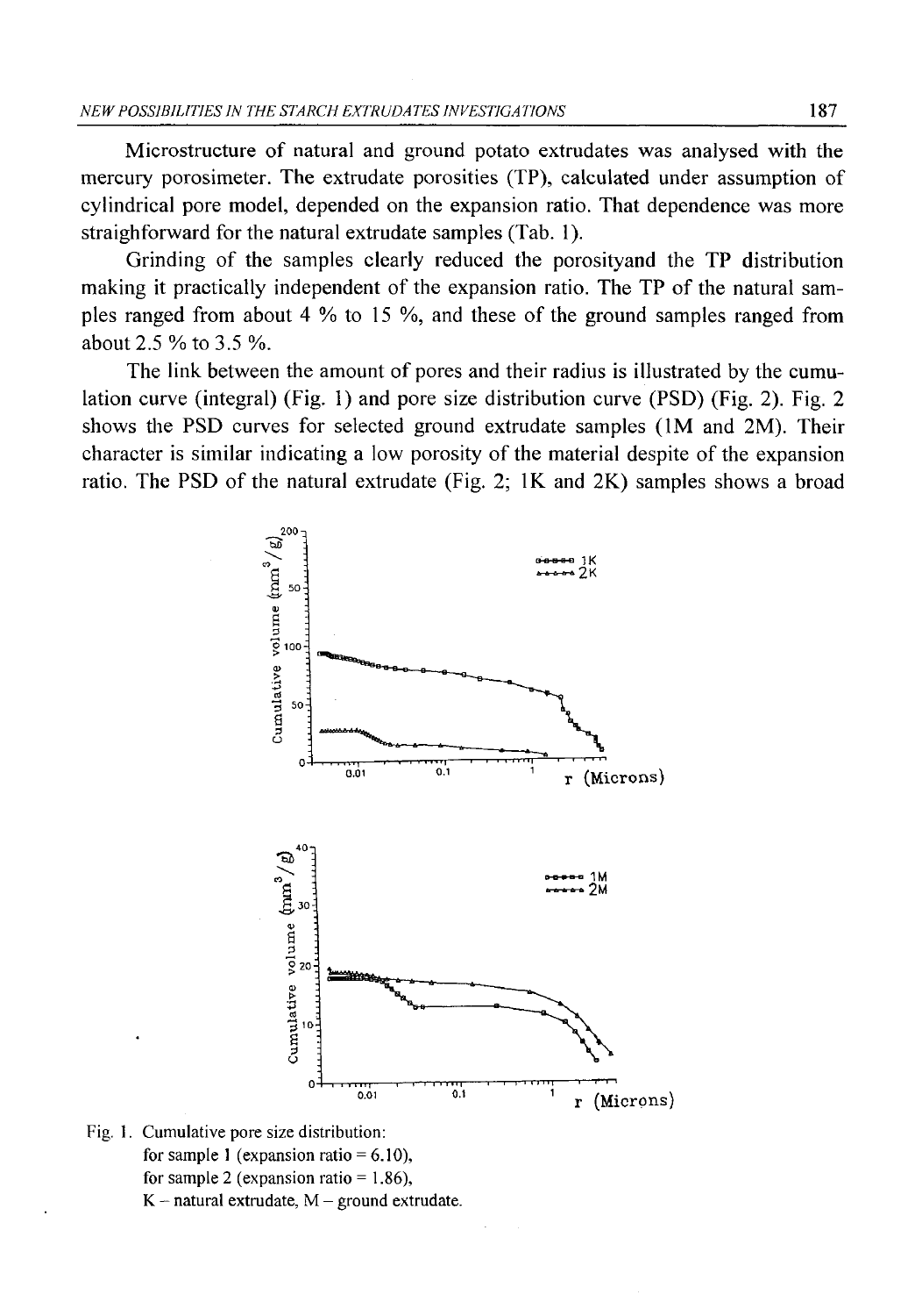Microstructure of natural and ground potato extrudates was analysed with the mercury porosimeter. The extrudate porosities (TP), calculated under assumption of cylindrical pore model, depended on the expansion ratio. That dependence was more straighforward for the natural extrudate samples (Tab. 1).

Grinding of the samples clearly reduced the porosityand the TP distribution making it practically independent of the expansion ratio. The TP of the natural samples ranged from about 4 % to 15 %, and these of the ground samples ranged from about 2.5 % to 3.5 %.

The link between the amount of pores and their radius is illustrated by the cumulation curve (integral) (Fig. 1) and pore size distribution curve (PSD) (Fig. 2). Fig. 2 shows the PSD curves for selected ground extrudate samples (1M and 2M). Their character is similar indicating a low porosity of the material despite of the expansion ratio. The PSD of the natural extrudate (Fig. 2; 1K and 2K) samples shows a broad

Fig. 1. Cumulative pore size distribution:
for sample 1 (expansion ratio = 6.10),
for sample 2 (expansion ratio = 1.86),
K – natural extrudate, M – ground extrudate.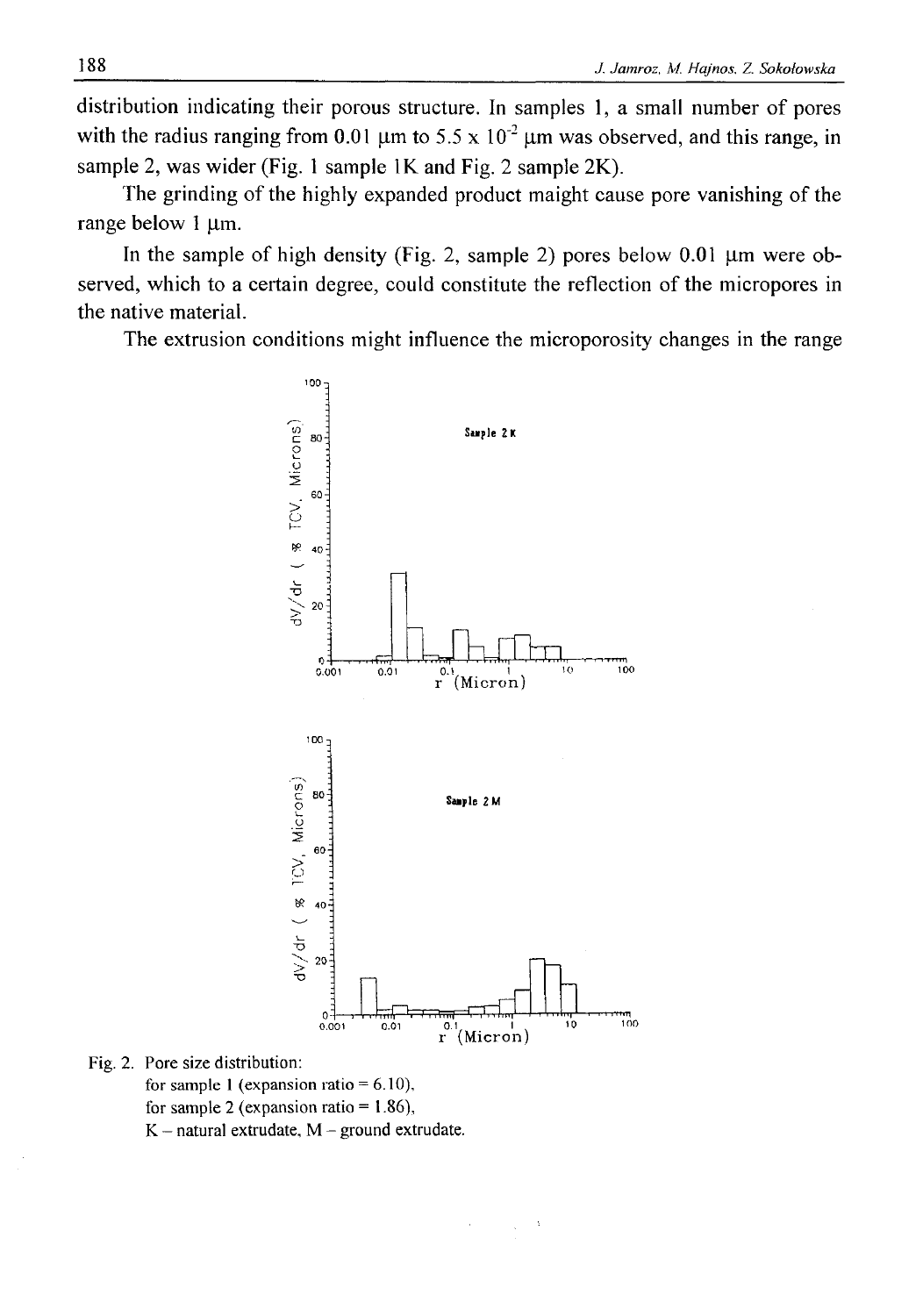distribution indicating their porous structure. In samples 1, a small number of pores with the radius ranging from 0.01 μm to 5.5 x $10^{-2}$ μm was observed, and this range, in sample 2, was wider (Fig. 1 sample 1K and Fig. 2 sample 2K).

The grinding of the highly expanded product maight cause pore vanishing of the range below 1 μm.

In the sample of high density (Fig. 2, sample 2) pores below 0.01 μm were observed, which to a certain degree, could constitute the reflection of the micropores in the native material.

The extrusion conditions might influence the microporosity changes in the range

Fig. 2. Pore size distribution:
for sample 1 (expansion ratio = 6.10),
for sample 2 (expansion ratio = 1.86),
K – natural extrudate, M – ground extrudate.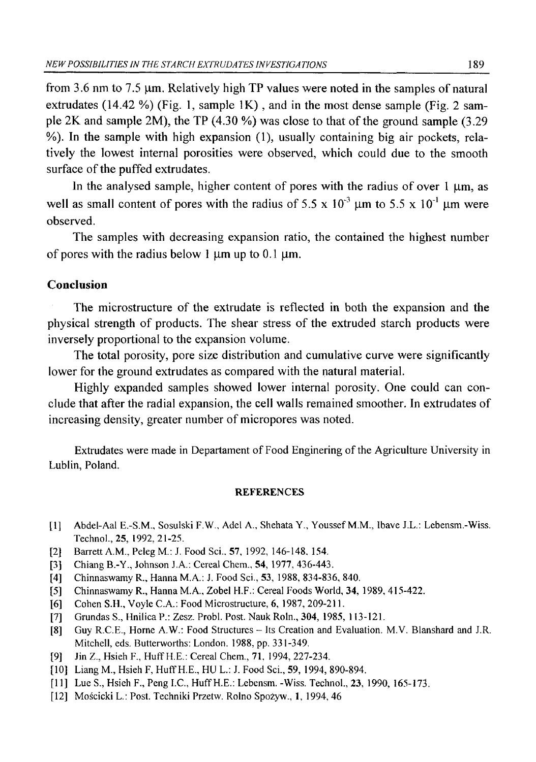from 3.6 nm to 7.5 μm. Relatively high TP values were noted in the samples of natural extrudates (14.42 %) (Fig. 1, sample 1K) , and in the most dense sample (Fig. 2 sample 2K and sample 2M), the TP (4.30 %) was close to that of the ground sample (3.29 %). In the sample with high expansion (1), usually containing big air pockets, relatively the lowest internal porosities were observed, which could due to the smooth surface of the puffed extrudates.

In the analysed sample, higher content of pores with the radius of over 1 μm, as well as small content of pores with the radius of $5.5 \times 10^{-3}$ μm to $5.5 \times 10^{-1}$ μm were observed.

The samples with decreasing expansion ratio, the contained the highest number of pores with the radius below 1 μm up to 0.1 μm.

## Conclusion

The microstructure of the extrudate is reflected in both the expansion and the physical strength of products. The shear stress of the extruded starch products were inversely proportional to the expansion volume.

The total porosity, pore size distribution and cumulative curve were significantly lower for the ground extrudates as compared with the natural material.

Highly expanded samples showed lower internal porosity. One could can conclude that after the radial expansion, the cell walls remained smoother. In extrudates of increasing density, greater number of micropores was noted.

Extrudates were made in Departament of Food Enginering of the Agriculture University in Lublin, Poland.

### REFERENCES

[1] Abdel-Aal E.-S.M., Sosulski F.W., Adel A., Shehata Y., Youssef M.M., Ibave J.L.: Lebensm.-Wiss. Technol., **25**, 1992, 21-25.

[2] Barrett A.M., Peleg M.: J. Food Sci., **57**, 1992, 146-148, 154.

[3] Chiang B.-Y., Johnson J.A.: Cereal Chem., **54**, 1977, 436-443.

[4] Chinnaswamy R., Hanna M.A.: J. Food Sci., **53**, 1988, 834-836, 840.

[5] Chinnaswamy R., Hanna M.A., Zobel H.F.: Cereal Foods World, **34**, 1989, 415-422.

[6] Cohen S.H., Voyle C.A.: Food Microstructure, **6**, 1987, 209-211.

[7] Grundas S., Hnilica P.: Zesz. Probl. Post. Nauk Roln., **304**, 1985, 113-121.

[8] Guy R.C.E., Horne A.W.: Food Structures – Its Creation and Evaluation. M.V. Blanshard and J.R. Mitchell, eds. Butterworths: London. 1988, pp. 331-349.

[9] Jin Z., Hsieh F., Huff H.E.: Cereal Chem., **71**, 1994, 227-234.

[10] Liang M., Hsieh F, Huff H.E., HU L.: J. Food Sci., **59**, 1994, 890-894.

[11] Lue S., Hsieh F., Peng I.C., Huff H.E.: Lebensm. -Wiss. Technol., **23**, 1990, 165-173.

[12] Mościcki L.: Post. Techniki Przetw. Rolno Spożyw., **1**, 1994, 46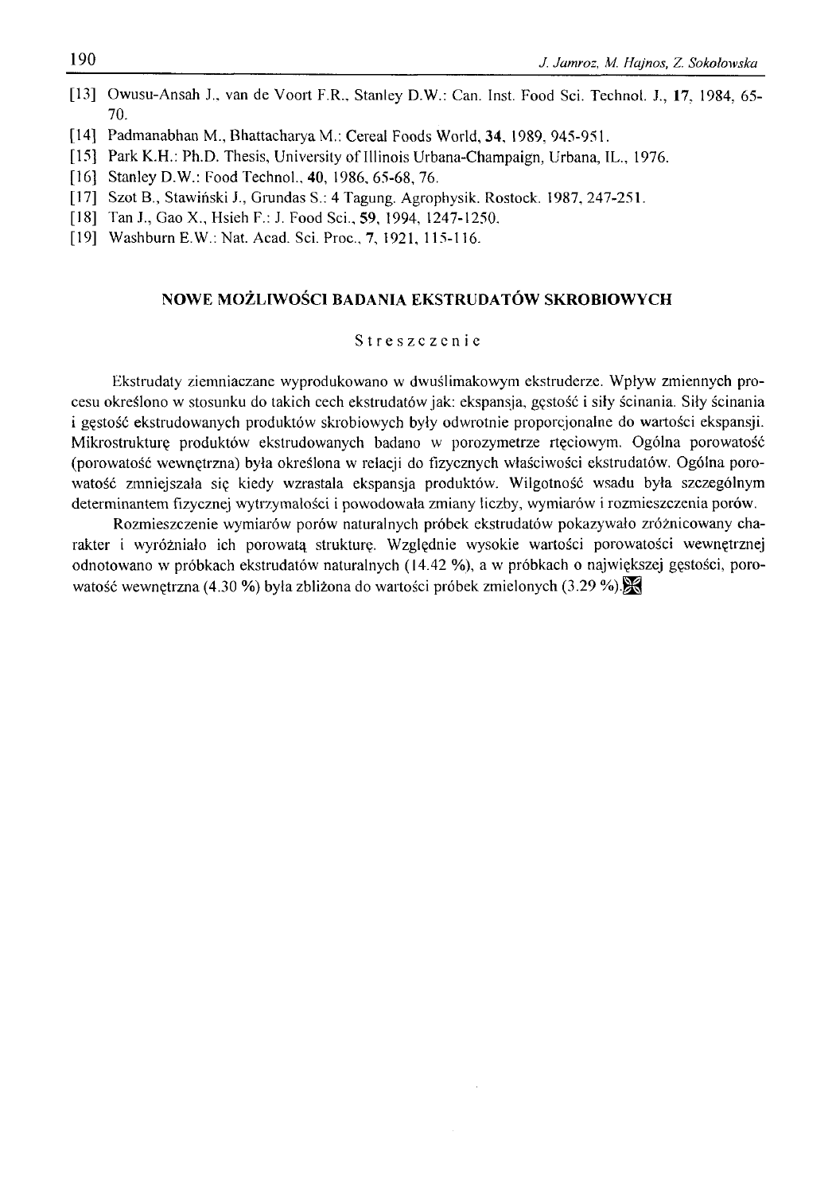[13] Owusu-Ansah J., van de Voort F.R., Stanley D.W.: Can. Inst. Food Sci. Technol. J., **17**, 1984, 65-70.

[14] Padmanabhan M., Bhattacharya M.: Cereal Foods World, **34**, 1989, 945-951.

[15] Park K.H.: Ph.D. Thesis, University of Illinois Urbana-Champaign, Urbana, IL., 1976.

[16] Stanley D.W.: Food Technol., **40**, 1986, 65-68, 76.

[17] Szot B., Stawiński J., Grundas S.: 4 Tagung. Agrophysik. Rostock. 1987, 247-251.

[18] Tan J., Gao X., Hsieh F.: J. Food Sci., **59**, 1994, 1247-1250.

[19] Washburn E.W.: Nat. Acad. Sci. Proc., **7**, 1921, 115-116.

## NOWE MOŻLIWOŚCI BADANIA EKSTRUDATÓW SKROBIOWYCH

### Streszczenie

Ekstrudaty ziemniaczane wyprodukowano w dwuślimakowym ekstruderze. Wpływ zmiennych procesu określono w stosunku do takich cech ekstrudatów jak: ekspansja, gęstość i siły ścinania. Siły ścinania i gęstość ekstrudowanych produktów skrobiowych były odwrotnie proporcjonalne do wartości ekspansji. Mikrostrukturę produktów ekstrudowanych badano w porozymetrze rtęciowym. Ogólna porowatość (porowatość wewnętrzna) była określona w relacji do fizycznych właściwości ekstrudatów. Ogólna porowatość zmniejszała się kiedy wzrastała ekspansja produktów. Wilgotność wsadu była szczególnym determinantem fizycznej wytrzymałości i powodowała zmiany liczby, wymiarów i rozmieszczenia porów.

Rozmieszczenie wymiarów porów naturalnych próbek ekstrudatów pokazywało zróżnicowany charakter i wyróżniało ich porowatą strukturę. Względnie wysokie wartości porowatości wewnętrznej odnotowano w próbkach ekstrudatów naturalnych (14.42 %), a w próbkach o największej gęstości, porowatość wewnętrzna (4.30 %) była zbliżona do wartości próbek zmielonych (3.29 %).